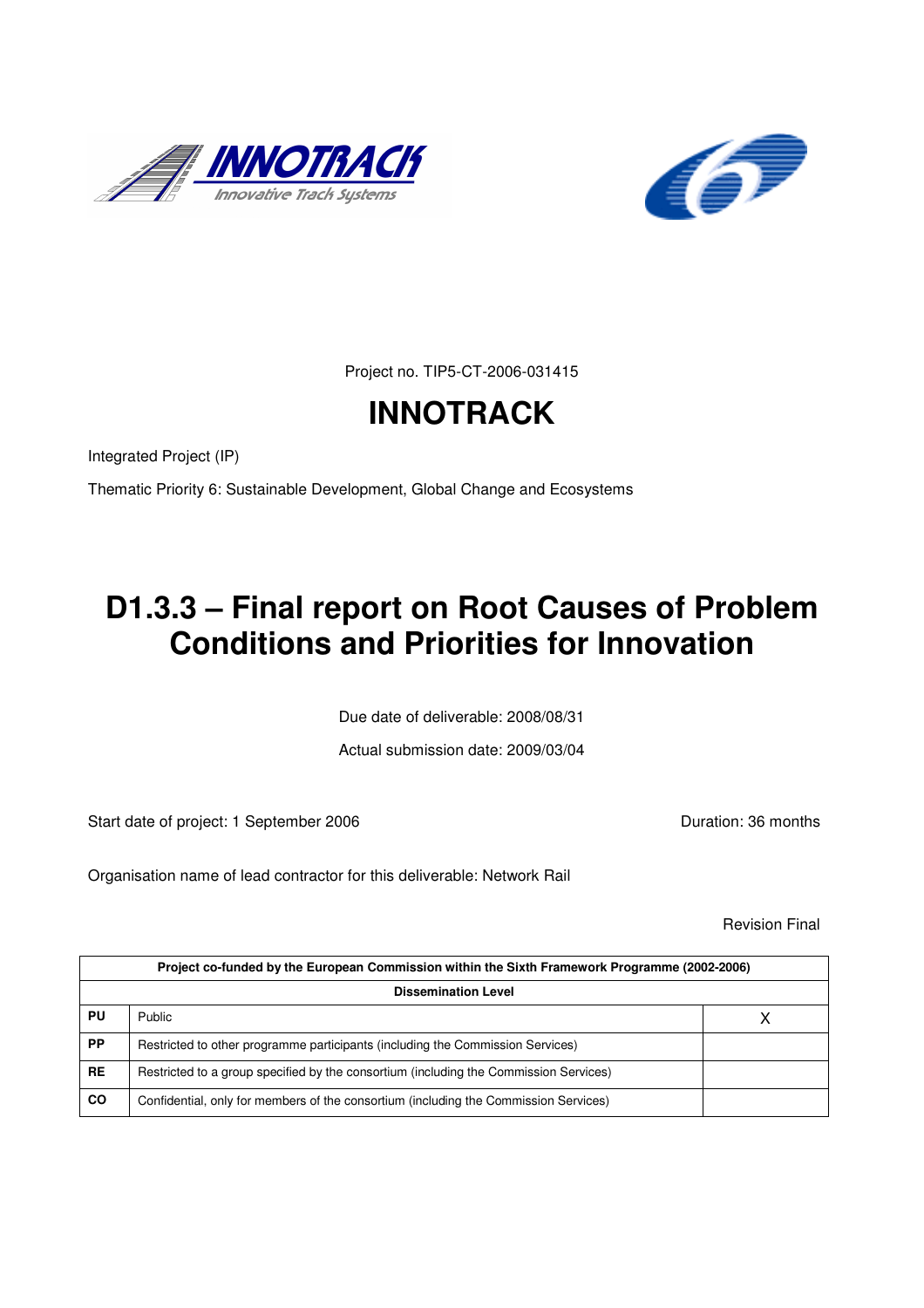Project no. TIP5-CT-2006-031415

# INNOTRACK

Integrated Project (IP)

Thematic Priority 6: Sustainable Development, Global Change and Ecosystems

# D1.3.3 – Final report on Root Causes of Problem Conditions and Priorities for Innovation

Due date of deliverable: 2008/08/31

Actual submission date: 2009/03/04

Start date of project: 1 September 2006 Duration: 36 months

Organisation name of lead contractor for this deliverable: Network Rail

Revision Final

| Project co-funded by the European Commission within the Sixth Framework Programme (2002-2006) | | |
|---|---|---|
| **Dissemination Level** | | |
| **PU** | Public | X |
| **PP** | Restricted to other programme participants (including the Commission Services) | |
| **RE** | Restricted to a group specified by the consortium (including the Commission Services) | |
| **CO** | Confidential, only for members of the consortium (including the Commission Services) | |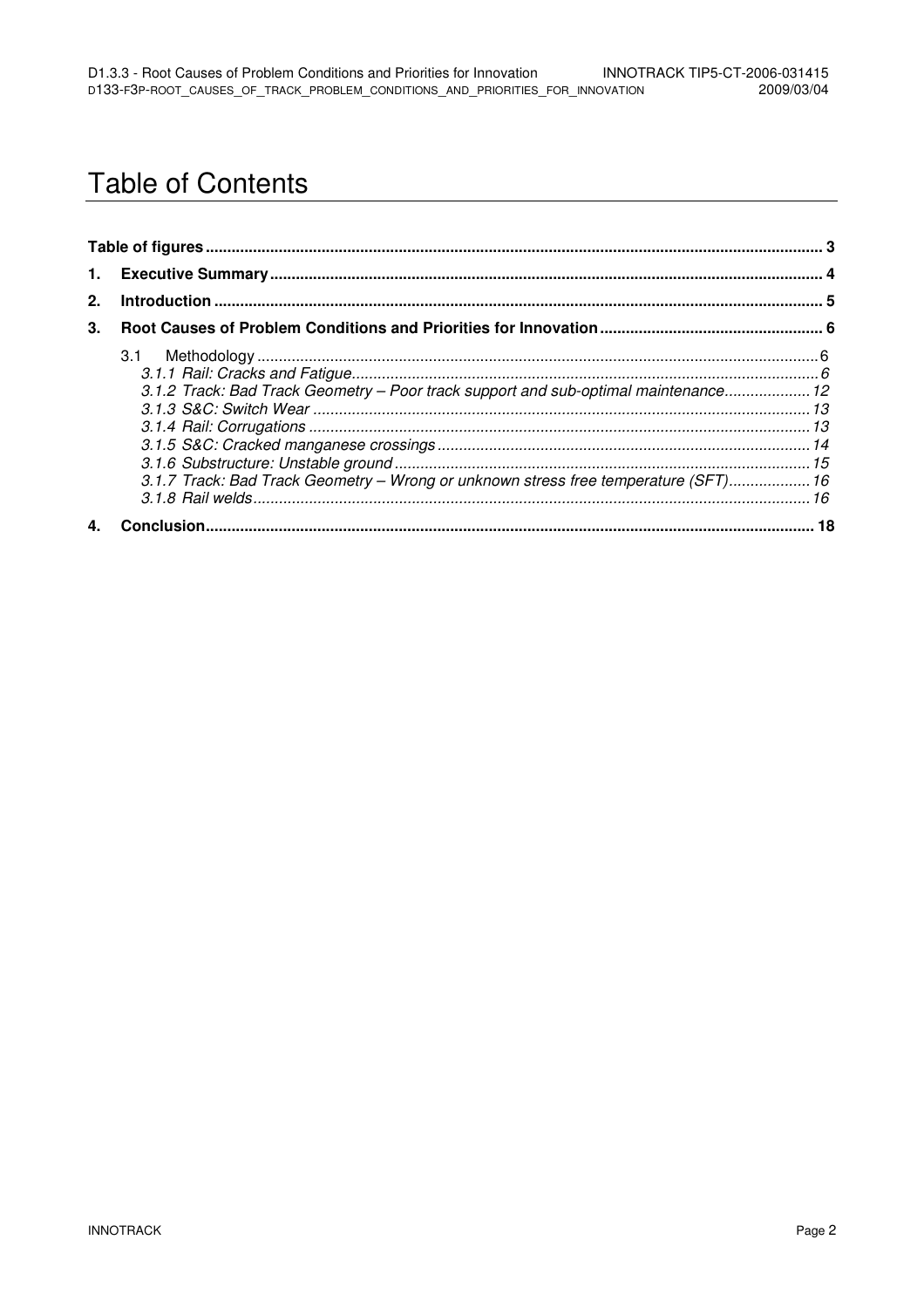# Table of Contents

**Table of figures** ..... 3

**1. Executive Summary** ..... 4

**2. Introduction** ..... 5

**3. Root Causes of Problem Conditions and Priorities for Innovation** ..... 6

- 3.1 Methodology ..... 6
  - *3.1.1 Rail: Cracks and Fatigue* ..... 6
  - *3.1.2 Track: Bad Track Geometry – Poor track support and sub-optimal maintenance* ..... 12
  - *3.1.3 S&C: Switch Wear* ..... 13
  - *3.1.4 Rail: Corrugations* ..... 13
  - *3.1.5 S&C: Cracked manganese crossings* ..... 14
  - *3.1.6 Substructure: Unstable ground* ..... 15
  - *3.1.7 Track: Bad Track Geometry – Wrong or unknown stress free temperature (SFT)* ..... 16
  - *3.1.8 Rail welds* ..... 16

**4. Conclusion** ..... 18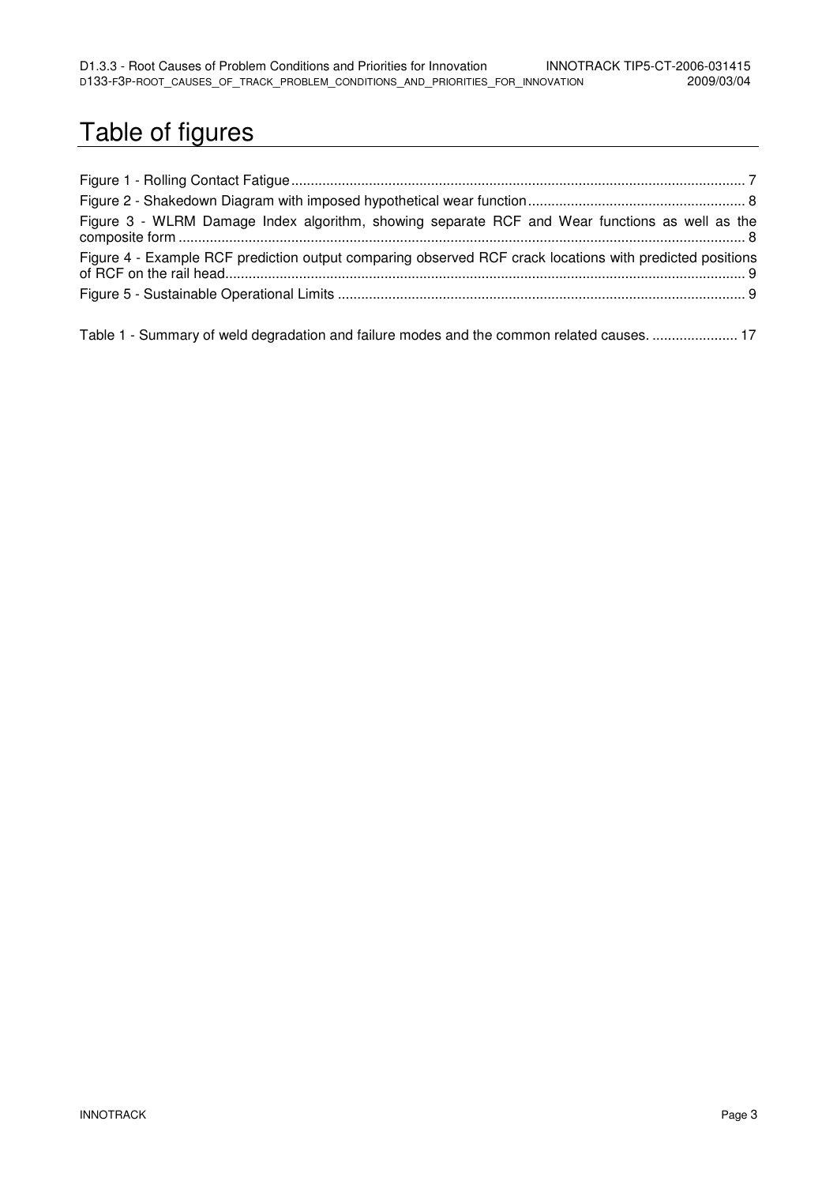# Table of figures

Figure 1 - Rolling Contact Fatigue ........................................................................................................................ 7

Figure 2 - Shakedown Diagram with imposed hypothetical wear function ............................................................ 8

Figure 3 - WLRM Damage Index algorithm, showing separate RCF and Wear functions as well as the composite form .................................................................................................................................................. 8

Figure 4 - Example RCF prediction output comparing observed RCF crack locations with predicted positions of RCF on the rail head .......................................................................................................................................... 9

Figure 5 - Sustainable Operational Limits ............................................................................................................ 9

Table 1 - Summary of weld degradation and failure modes and the common related causes. ...................... 17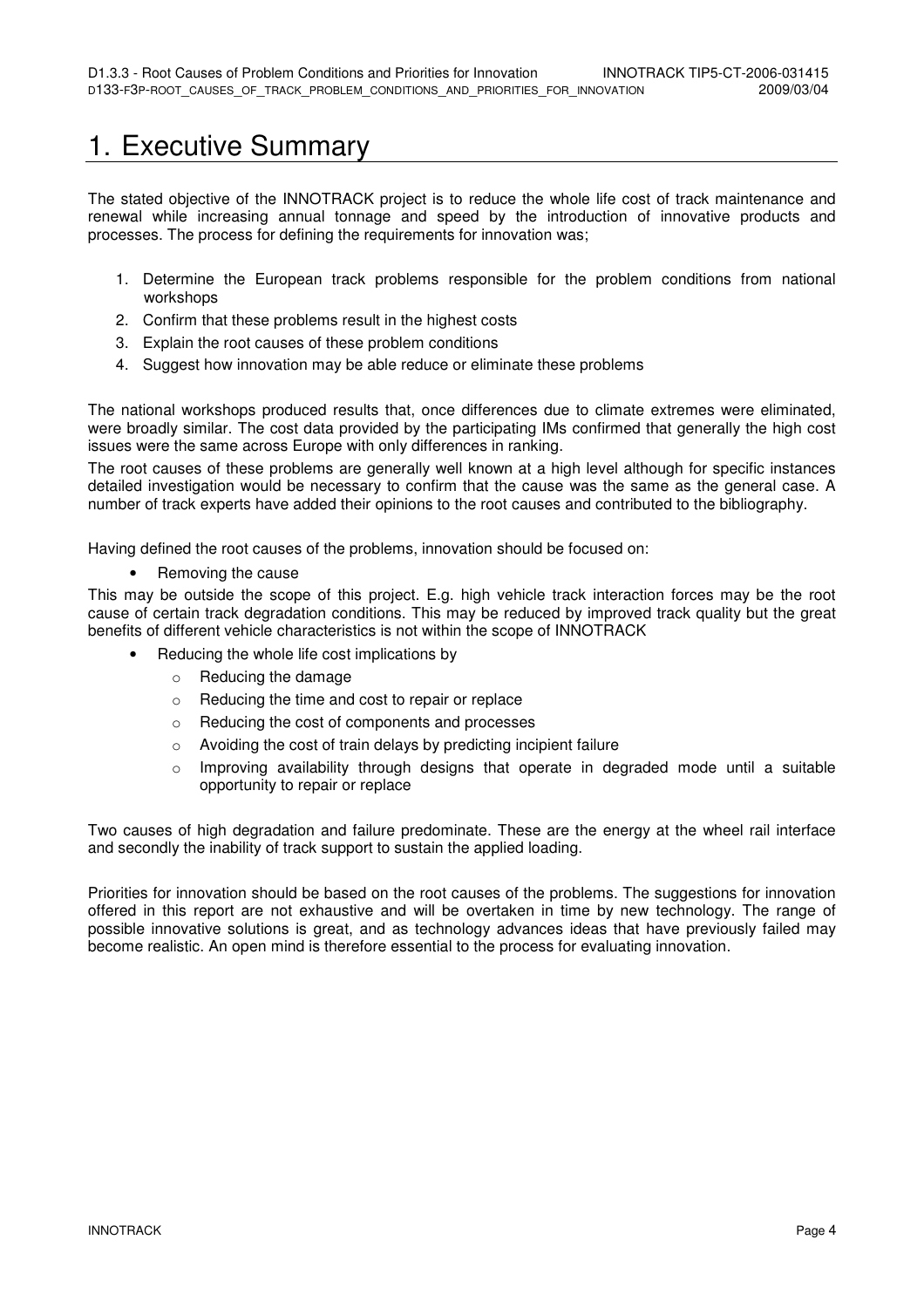# 1. Executive Summary

The stated objective of the INNOTRACK project is to reduce the whole life cost of track maintenance and renewal while increasing annual tonnage and speed by the introduction of innovative products and processes. The process for defining the requirements for innovation was;

1. Determine the European track problems responsible for the problem conditions from national workshops
2. Confirm that these problems result in the highest costs
3. Explain the root causes of these problem conditions
4. Suggest how innovation may be able reduce or eliminate these problems

The national workshops produced results that, once differences due to climate extremes were eliminated, were broadly similar. The cost data provided by the participating IMs confirmed that generally the high cost issues were the same across Europe with only differences in ranking.

The root causes of these problems are generally well known at a high level although for specific instances detailed investigation would be necessary to confirm that the cause was the same as the general case. A number of track experts have added their opinions to the root causes and contributed to the bibliography.

Having defined the root causes of the problems, innovation should be focused on:

- Removing the cause

This may be outside the scope of this project. E.g. high vehicle track interaction forces may be the root cause of certain track degradation conditions. This may be reduced by improved track quality but the great benefits of different vehicle characteristics is not within the scope of INNOTRACK

- Reducing the whole life cost implications by
  - Reducing the damage
  - Reducing the time and cost to repair or replace
  - Reducing the cost of components and processes
  - Avoiding the cost of train delays by predicting incipient failure
  - Improving availability through designs that operate in degraded mode until a suitable opportunity to repair or replace

Two causes of high degradation and failure predominate. These are the energy at the wheel rail interface and secondly the inability of track support to sustain the applied loading.

Priorities for innovation should be based on the root causes of the problems. The suggestions for innovation offered in this report are not exhaustive and will be overtaken in time by new technology. The range of possible innovative solutions is great, and as technology advances ideas that have previously failed may become realistic. An open mind is therefore essential to the process for evaluating innovation.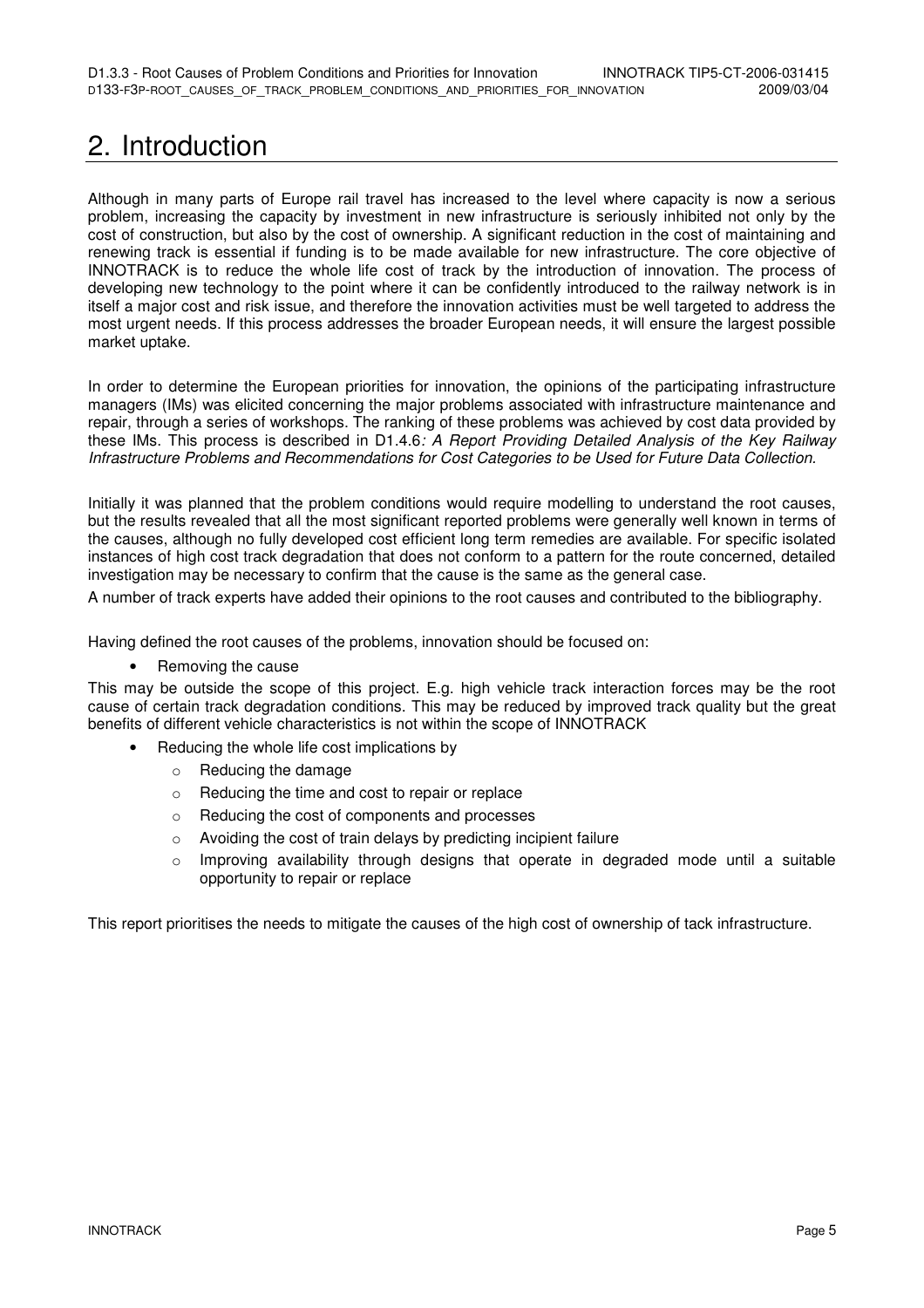# 2. Introduction

Although in many parts of Europe rail travel has increased to the level where capacity is now a serious problem, increasing the capacity by investment in new infrastructure is seriously inhibited not only by the cost of construction, but also by the cost of ownership. A significant reduction in the cost of maintaining and renewing track is essential if funding is to be made available for new infrastructure. The core objective of INNOTRACK is to reduce the whole life cost of track by the introduction of innovation. The process of developing new technology to the point where it can be confidently introduced to the railway network is in itself a major cost and risk issue, and therefore the innovation activities must be well targeted to address the most urgent needs. If this process addresses the broader European needs, it will ensure the largest possible market uptake.

In order to determine the European priorities for innovation, the opinions of the participating infrastructure managers (IMs) was elicited concerning the major problems associated with infrastructure maintenance and repair, through a series of workshops. The ranking of these problems was achieved by cost data provided by these IMs. This process is described in D1.4.6*: A Report Providing Detailed Analysis of the Key Railway Infrastructure Problems and Recommendations for Cost Categories to be Used for Future Data Collection*.

Initially it was planned that the problem conditions would require modelling to understand the root causes, but the results revealed that all the most significant reported problems were generally well known in terms of the causes, although no fully developed cost efficient long term remedies are available. For specific isolated instances of high cost track degradation that does not conform to a pattern for the route concerned, detailed investigation may be necessary to confirm that the cause is the same as the general case.

A number of track experts have added their opinions to the root causes and contributed to the bibliography.

Having defined the root causes of the problems, innovation should be focused on:

- Removing the cause

This may be outside the scope of this project. E.g. high vehicle track interaction forces may be the root cause of certain track degradation conditions. This may be reduced by improved track quality but the great benefits of different vehicle characteristics is not within the scope of INNOTRACK

- Reducing the whole life cost implications by
  - Reducing the damage
  - Reducing the time and cost to repair or replace
  - Reducing the cost of components and processes
  - Avoiding the cost of train delays by predicting incipient failure
  - Improving availability through designs that operate in degraded mode until a suitable opportunity to repair or replace

This report prioritises the needs to mitigate the causes of the high cost of ownership of tack infrastructure.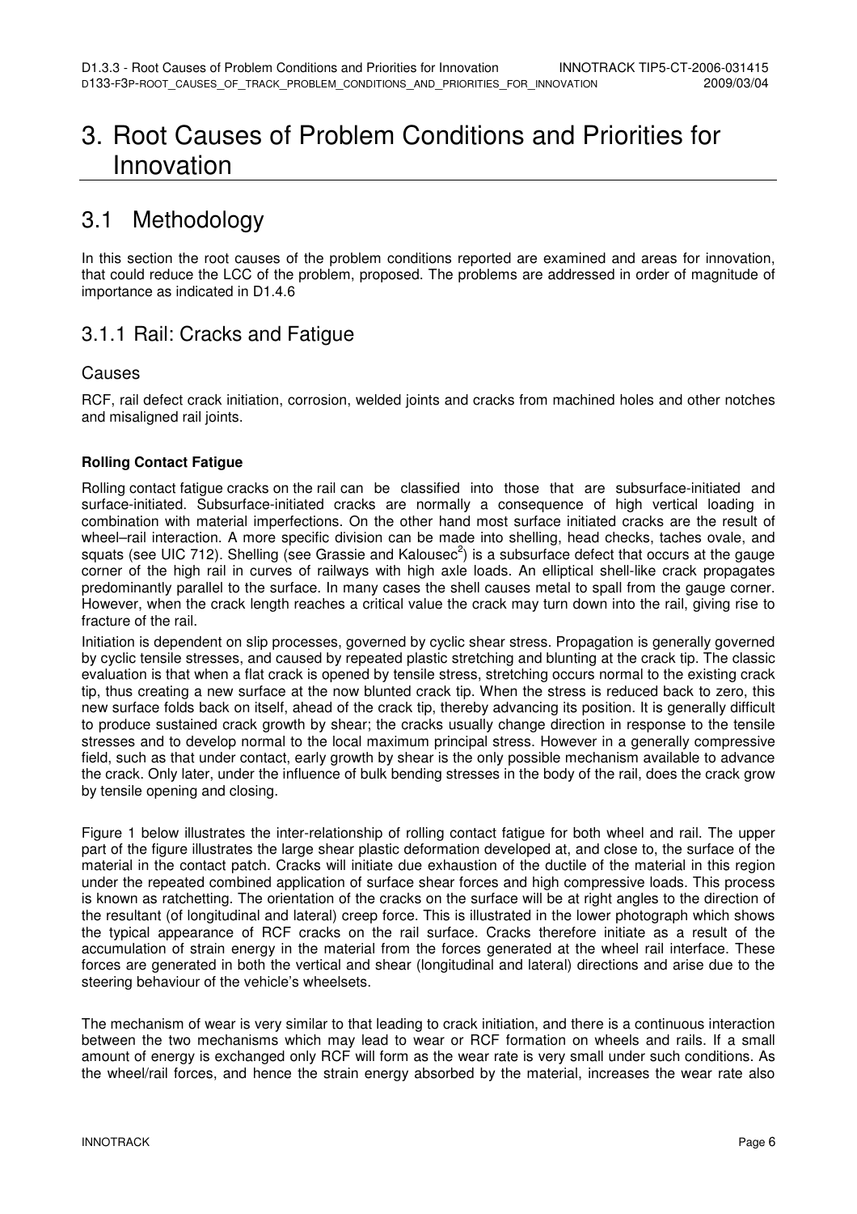# 3. Root Causes of Problem Conditions and Priorities for Innovation

## 3.1 Methodology

In this section the root causes of the problem conditions reported are examined and areas for innovation, that could reduce the LCC of the problem, proposed. The problems are addressed in order of magnitude of importance as indicated in D1.4.6

### 3.1.1 Rail: Cracks and Fatigue

#### Causes

RCF, rail defect crack initiation, corrosion, welded joints and cracks from machined holes and other notches and misaligned rail joints.

**Rolling Contact Fatigue**

Rolling contact fatigue cracks on the rail can be classified into those that are subsurface-initiated and surface-initiated. Subsurface-initiated cracks are normally a consequence of high vertical loading in combination with material imperfections. On the other hand most surface initiated cracks are the result of wheel–rail interaction. A more specific division can be made into shelling, head checks, taches ovale, and squats (see UIC 712). Shelling (see Grassie and Kalousec[2]) is a subsurface defect that occurs at the gauge corner of the high rail in curves of railways with high axle loads. An elliptical shell-like crack propagates predominantly parallel to the surface. In many cases the shell causes metal to spall from the gauge corner. However, when the crack length reaches a critical value the crack may turn down into the rail, giving rise to fracture of the rail.

Initiation is dependent on slip processes, governed by cyclic shear stress. Propagation is generally governed by cyclic tensile stresses, and caused by repeated plastic stretching and blunting at the crack tip. The classic evaluation is that when a flat crack is opened by tensile stress, stretching occurs normal to the existing crack tip, thus creating a new surface at the now blunted crack tip. When the stress is reduced back to zero, this new surface folds back on itself, ahead of the crack tip, thereby advancing its position. It is generally difficult to produce sustained crack growth by shear; the cracks usually change direction in response to the tensile stresses and to develop normal to the local maximum principal stress. However in a generally compressive field, such as that under contact, early growth by shear is the only possible mechanism available to advance the crack. Only later, under the influence of bulk bending stresses in the body of the rail, does the crack grow by tensile opening and closing.

Figure 1 below illustrates the inter-relationship of rolling contact fatigue for both wheel and rail. The upper part of the figure illustrates the large shear plastic deformation developed at, and close to, the surface of the material in the contact patch. Cracks will initiate due exhaustion of the ductile of the material in this region under the repeated combined application of surface shear forces and high compressive loads. This process is known as ratchetting. The orientation of the cracks on the surface will be at right angles to the direction of the resultant (of longitudinal and lateral) creep force. This is illustrated in the lower photograph which shows the typical appearance of RCF cracks on the rail surface. Cracks therefore initiate as a result of the accumulation of strain energy in the material from the forces generated at the wheel rail interface. These forces are generated in both the vertical and shear (longitudinal and lateral) directions and arise due to the steering behaviour of the vehicle's wheelsets.

The mechanism of wear is very similar to that leading to crack initiation, and there is a continuous interaction between the two mechanisms which may lead to wear or RCF formation on wheels and rails. If a small amount of energy is exchanged only RCF will form as the wear rate is very small under such conditions. As the wheel/rail forces, and hence the strain energy absorbed by the material, increases the wear rate also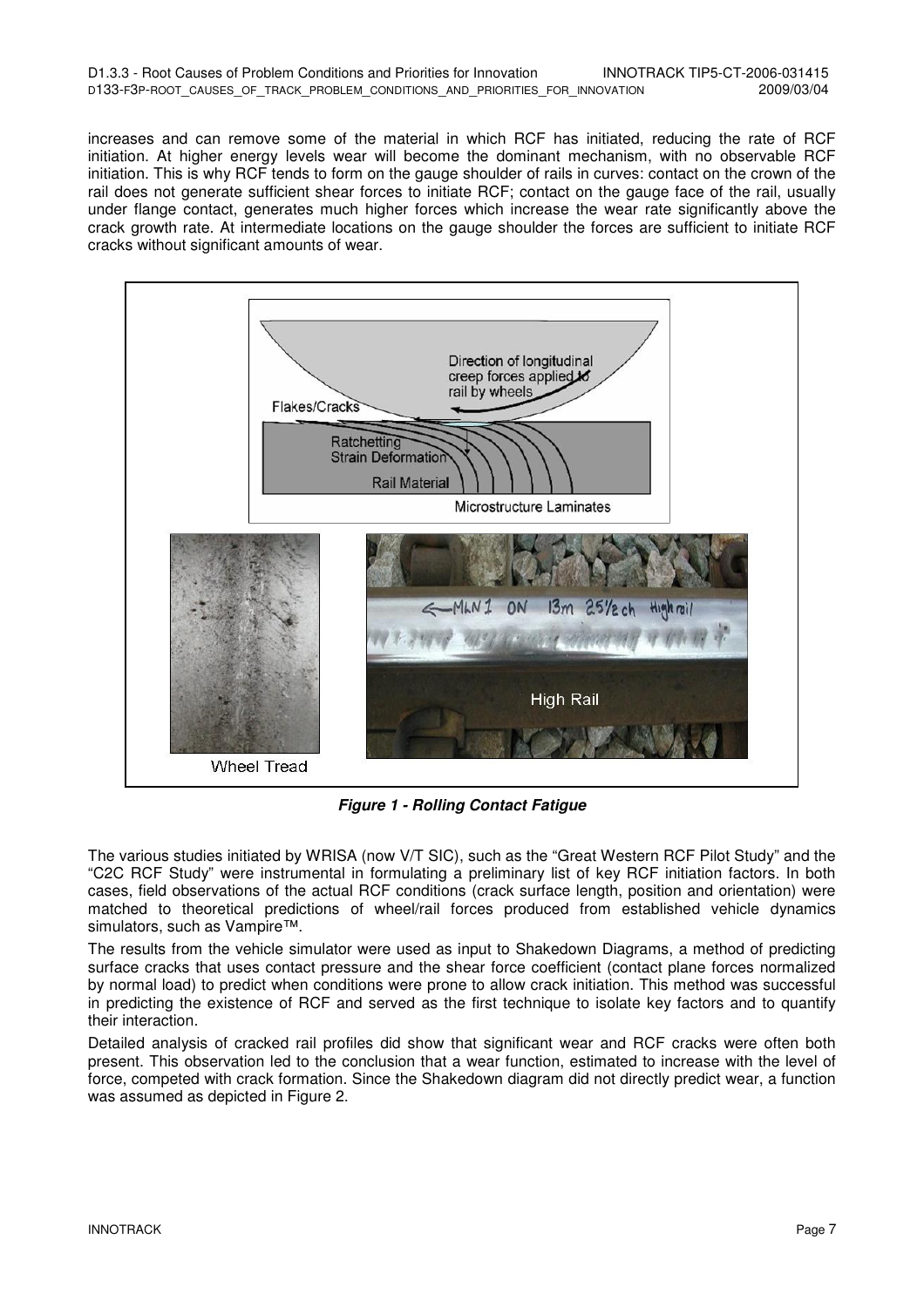increases and can remove some of the material in which RCF has initiated, reducing the rate of RCF initiation. At higher energy levels wear will become the dominant mechanism, with no observable RCF initiation. This is why RCF tends to form on the gauge shoulder of rails in curves: contact on the crown of the rail does not generate sufficient shear forces to initiate RCF; contact on the gauge face of the rail, usually under flange contact, generates much higher forces which increase the wear rate significantly above the crack growth rate. At intermediate locations on the gauge shoulder the forces are sufficient to initiate RCF cracks without significant amounts of wear.

***Figure 1 - Rolling Contact Fatigue***

The various studies initiated by WRISA (now V/T SIC), such as the "Great Western RCF Pilot Study" and the "C2C RCF Study" were instrumental in formulating a preliminary list of key RCF initiation factors. In both cases, field observations of the actual RCF conditions (crack surface length, position and orientation) were matched to theoretical predictions of wheel/rail forces produced from established vehicle dynamics simulators, such as Vampire™.

The results from the vehicle simulator were used as input to Shakedown Diagrams, a method of predicting surface cracks that uses contact pressure and the shear force coefficient (contact plane forces normalized by normal load) to predict when conditions were prone to allow crack initiation. This method was successful in predicting the existence of RCF and served as the first technique to isolate key factors and to quantify their interaction.

Detailed analysis of cracked rail profiles did show that significant wear and RCF cracks were often both present. This observation led to the conclusion that a wear function, estimated to increase with the level of force, competed with crack formation. Since the Shakedown diagram did not directly predict wear, a function was assumed as depicted in Figure 2.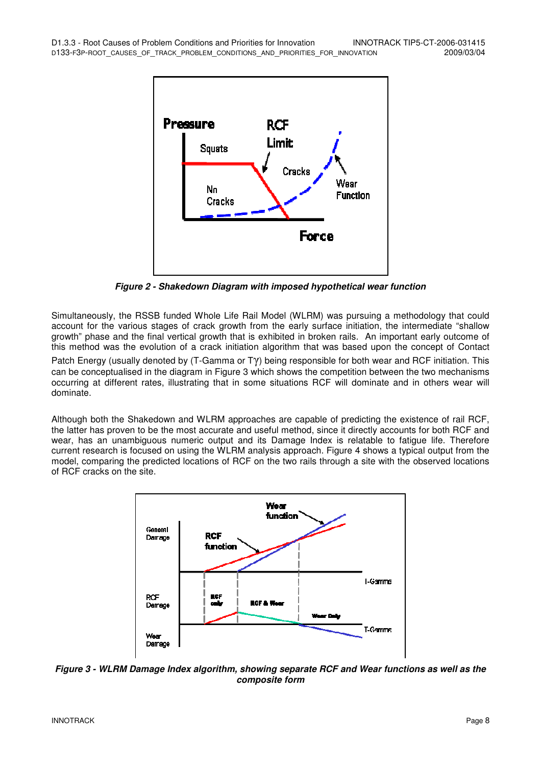*Figure 2 - Shakedown Diagram with imposed hypothetical wear function*

Simultaneously, the RSSB funded Whole Life Rail Model (WLRM) was pursuing a methodology that could account for the various stages of crack growth from the early surface initiation, the intermediate "shallow growth" phase and the final vertical growth that is exhibited in broken rails. An important early outcome of this method was the evolution of a crack initiation algorithm that was based upon the concept of Contact Patch Energy (usually denoted by (T-Gamma or T$\gamma$) being responsible for both wear and RCF initiation. This can be conceptualised in the diagram in Figure 3 which shows the competition between the two mechanisms occurring at different rates, illustrating that in some situations RCF will dominate and in others wear will dominate.

Although both the Shakedown and WLRM approaches are capable of predicting the existence of rail RCF, the latter has proven to be the most accurate and useful method, since it directly accounts for both RCF and wear, has an unambiguous numeric output and its Damage Index is relatable to fatigue life. Therefore current research is focused on using the WLRM analysis approach. Figure 4 shows a typical output from the model, comparing the predicted locations of RCF on the two rails through a site with the observed locations of RCF cracks on the site.

*Figure 3 - WLRM Damage Index algorithm, showing separate RCF and Wear functions as well as the composite form*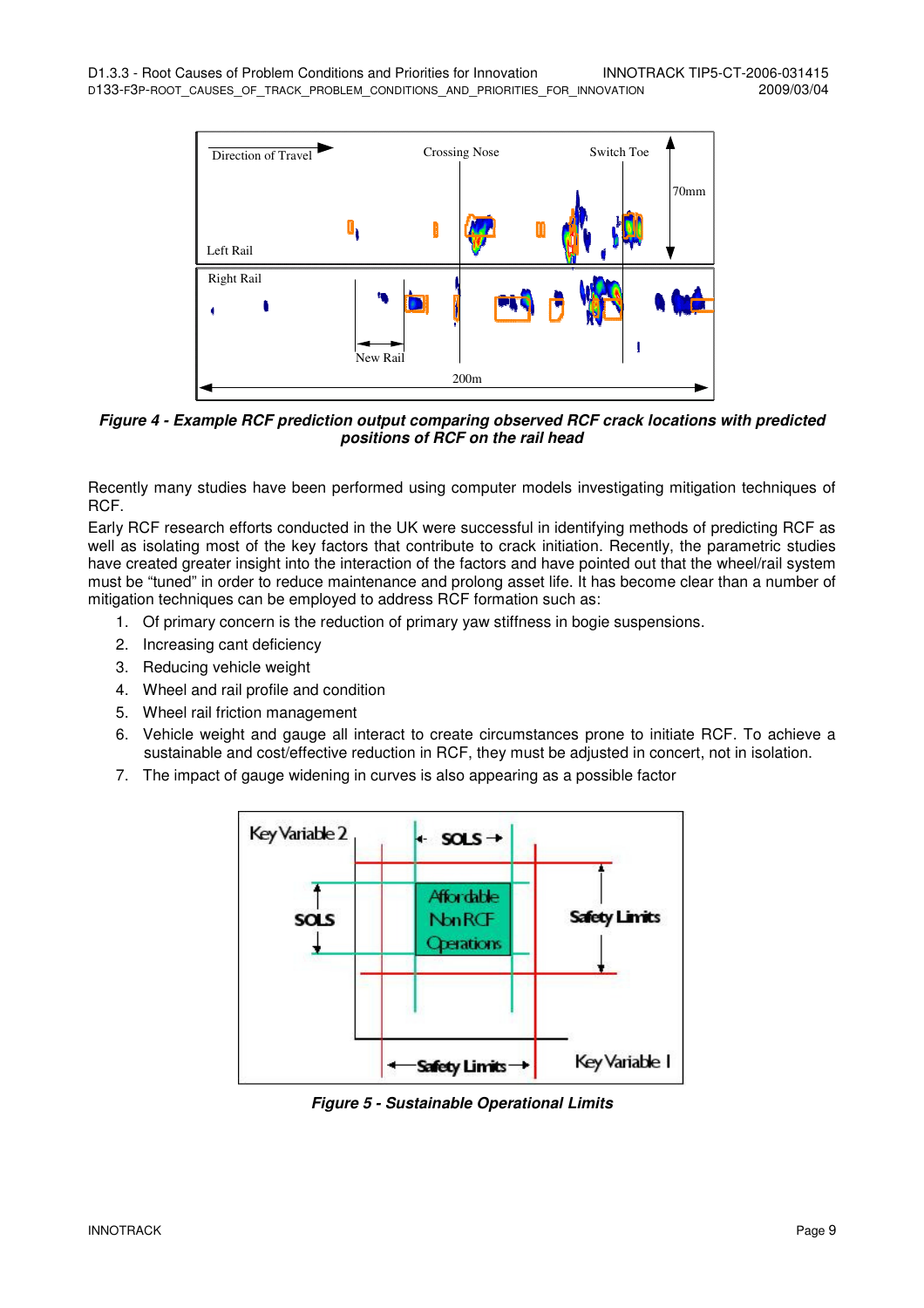*Figure 4 - Example RCF prediction output comparing observed RCF crack locations with predicted positions of RCF on the rail head*

Recently many studies have been performed using computer models investigating mitigation techniques of RCF.

Early RCF research efforts conducted in the UK were successful in identifying methods of predicting RCF as well as isolating most of the key factors that contribute to crack initiation. Recently, the parametric studies have created greater insight into the interaction of the factors and have pointed out that the wheel/rail system must be "tuned" in order to reduce maintenance and prolong asset life. It has become clear than a number of mitigation techniques can be employed to address RCF formation such as:

1. Of primary concern is the reduction of primary yaw stiffness in bogie suspensions.
2. Increasing cant deficiency
3. Reducing vehicle weight
4. Wheel and rail profile and condition
5. Wheel rail friction management
6. Vehicle weight and gauge all interact to create circumstances prone to initiate RCF. To achieve a sustainable and cost/effective reduction in RCF, they must be adjusted in concert, not in isolation.
7. The impact of gauge widening in curves is also appearing as a possible factor

*Figure 5 - Sustainable Operational Limits*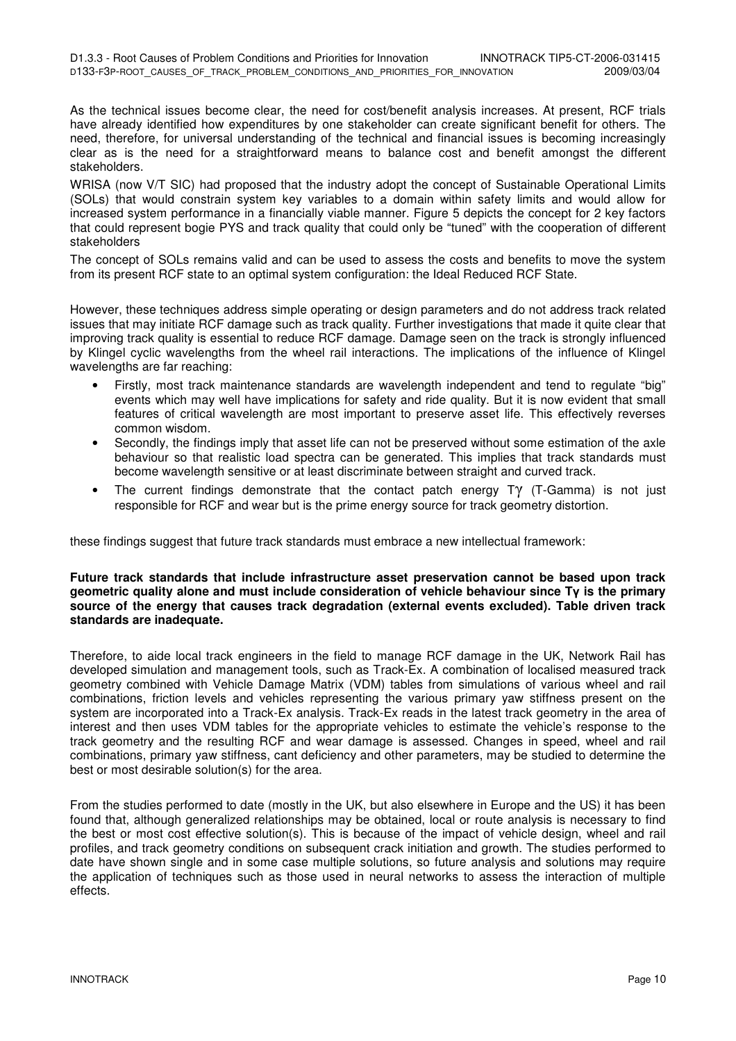As the technical issues become clear, the need for cost/benefit analysis increases. At present, RCF trials have already identified how expenditures by one stakeholder can create significant benefit for others. The need, therefore, for universal understanding of the technical and financial issues is becoming increasingly clear as is the need for a straightforward means to balance cost and benefit amongst the different stakeholders.

WRISA (now V/T SIC) had proposed that the industry adopt the concept of Sustainable Operational Limits (SOLs) that would constrain system key variables to a domain within safety limits and would allow for increased system performance in a financially viable manner. Figure 5 depicts the concept for 2 key factors that could represent bogie PYS and track quality that could only be "tuned" with the cooperation of different stakeholders

The concept of SOLs remains valid and can be used to assess the costs and benefits to move the system from its present RCF state to an optimal system configuration: the Ideal Reduced RCF State.

However, these techniques address simple operating or design parameters and do not address track related issues that may initiate RCF damage such as track quality. Further investigations that made it quite clear that improving track quality is essential to reduce RCF damage. Damage seen on the track is strongly influenced by Klingel cyclic wavelengths from the wheel rail interactions. The implications of the influence of Klingel wavelengths are far reaching:

- Firstly, most track maintenance standards are wavelength independent and tend to regulate "big" events which may well have implications for safety and ride quality. But it is now evident that small features of critical wavelength are most important to preserve asset life. This effectively reverses common wisdom.
- Secondly, the findings imply that asset life can not be preserved without some estimation of the axle behaviour so that realistic load spectra can be generated. This implies that track standards must become wavelength sensitive or at least discriminate between straight and curved track.
- The current findings demonstrate that the contact patch energy $T\gamma$ (T-Gamma) is not just responsible for RCF and wear but is the prime energy source for track geometry distortion.

these findings suggest that future track standards must embrace a new intellectual framework:

**Future track standards that include infrastructure asset preservation cannot be based upon track geometric quality alone and must include consideration of vehicle behaviour since $T\gamma$ is the primary source of the energy that causes track degradation (external events excluded). Table driven track standards are inadequate.**

Therefore, to aide local track engineers in the field to manage RCF damage in the UK, Network Rail has developed simulation and management tools, such as Track-Ex. A combination of localised measured track geometry combined with Vehicle Damage Matrix (VDM) tables from simulations of various wheel and rail combinations, friction levels and vehicles representing the various primary yaw stiffness present on the system are incorporated into a Track-Ex analysis. Track-Ex reads in the latest track geometry in the area of interest and then uses VDM tables for the appropriate vehicles to estimate the vehicle's response to the track geometry and the resulting RCF and wear damage is assessed. Changes in speed, wheel and rail combinations, primary yaw stiffness, cant deficiency and other parameters, may be studied to determine the best or most desirable solution(s) for the area.

From the studies performed to date (mostly in the UK, but also elsewhere in Europe and the US) it has been found that, although generalized relationships may be obtained, local or route analysis is necessary to find the best or most cost effective solution(s). This is because of the impact of vehicle design, wheel and rail profiles, and track geometry conditions on subsequent crack initiation and growth. The studies performed to date have shown single and in some case multiple solutions, so future analysis and solutions may require the application of techniques such as those used in neural networks to assess the interaction of multiple effects.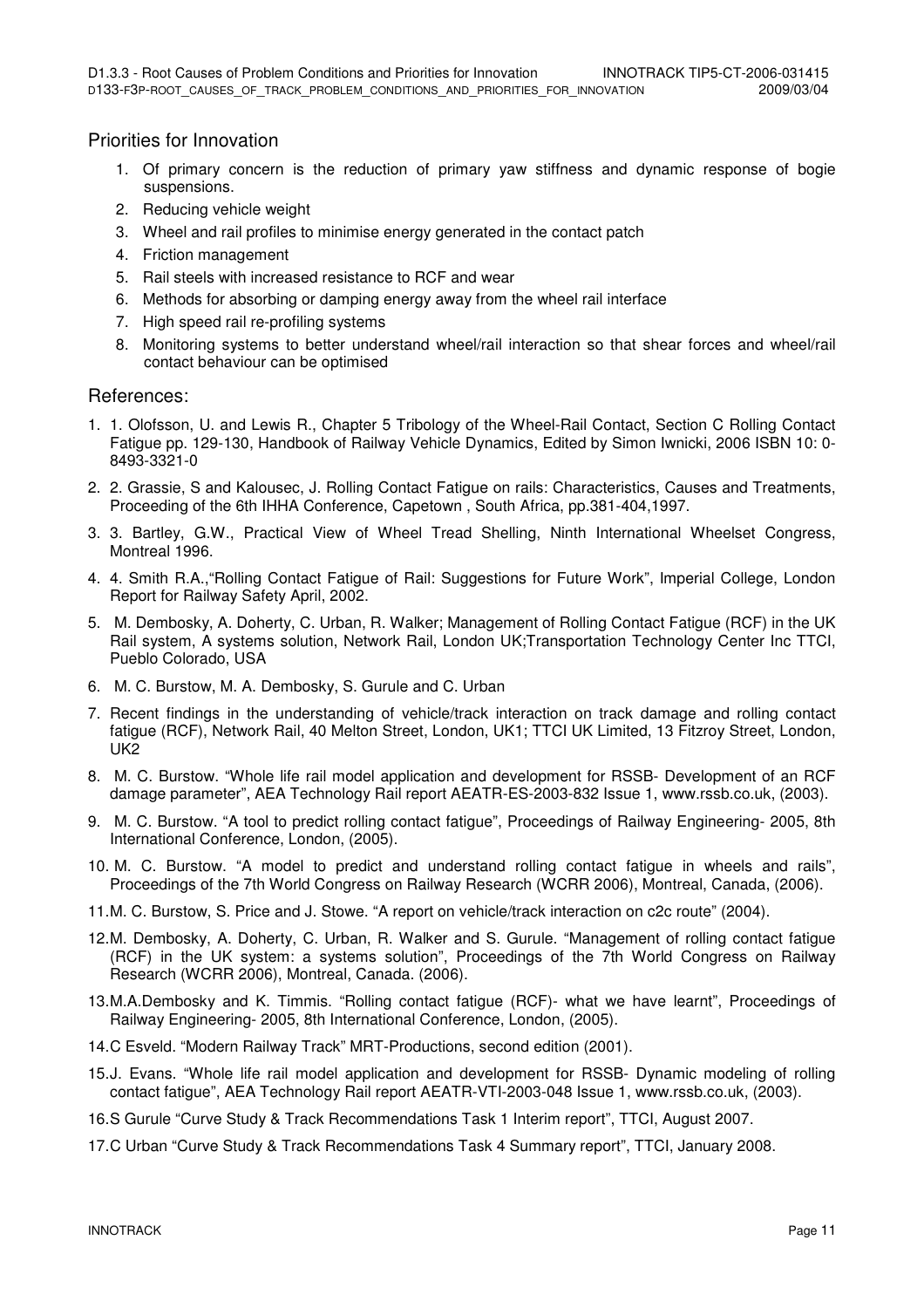## Priorities for Innovation

1. Of primary concern is the reduction of primary yaw stiffness and dynamic response of bogie suspensions.
2. Reducing vehicle weight
3. Wheel and rail profiles to minimise energy generated in the contact patch
4. Friction management
5. Rail steels with increased resistance to RCF and wear
6. Methods for absorbing or damping energy away from the wheel rail interface
7. High speed rail re-profiling systems
8. Monitoring systems to better understand wheel/rail interaction so that shear forces and wheel/rail contact behaviour can be optimised

## References:

1. 1. Olofsson, U. and Lewis R., Chapter 5 Tribology of the Wheel-Rail Contact, Section C Rolling Contact Fatigue pp. 129-130, Handbook of Railway Vehicle Dynamics, Edited by Simon Iwnicki, 2006 ISBN 10: 0-8493-3321-0
2. 2. Grassie, S and Kalousec, J. Rolling Contact Fatigue on rails: Characteristics, Causes and Treatments, Proceeding of the 6th IHHA Conference, Capetown , South Africa, pp.381-404,1997.
3. 3. Bartley, G.W., Practical View of Wheel Tread Shelling, Ninth International Wheelset Congress, Montreal 1996.
4. 4. Smith R.A.,"Rolling Contact Fatigue of Rail: Suggestions for Future Work", Imperial College, London Report for Railway Safety April, 2002.
5. M. Dembosky, A. Doherty, C. Urban, R. Walker; Management of Rolling Contact Fatigue (RCF) in the UK Rail system, A systems solution, Network Rail, London UK;Transportation Technology Center Inc TTCI, Pueblo Colorado, USA
6. M. C. Burstow, M. A. Dembosky, S. Gurule and C. Urban
7. Recent findings in the understanding of vehicle/track interaction on track damage and rolling contact fatigue (RCF), Network Rail, 40 Melton Street, London, UK1; TTCI UK Limited, 13 Fitzroy Street, London, UK2
8. M. C. Burstow. "Whole life rail model application and development for RSSB- Development of an RCF damage parameter", AEA Technology Rail report AEATR-ES-2003-832 Issue 1, www.rssb.co.uk, (2003).
9. M. C. Burstow. "A tool to predict rolling contact fatigue", Proceedings of Railway Engineering- 2005, 8th International Conference, London, (2005).
10. M. C. Burstow. "A model to predict and understand rolling contact fatigue in wheels and rails", Proceedings of the 7th World Congress on Railway Research (WCRR 2006), Montreal, Canada, (2006).
11. M. C. Burstow, S. Price and J. Stowe. "A report on vehicle/track interaction on c2c route" (2004).
12. M. Dembosky, A. Doherty, C. Urban, R. Walker and S. Gurule. "Management of rolling contact fatigue (RCF) in the UK system: a systems solution", Proceedings of the 7th World Congress on Railway Research (WCRR 2006), Montreal, Canada. (2006).
13. M.A.Dembosky and K. Timmis. "Rolling contact fatigue (RCF)- what we have learnt", Proceedings of Railway Engineering- 2005, 8th International Conference, London, (2005).
14. C Esveld. "Modern Railway Track" MRT-Productions, second edition (2001).
15. J. Evans. "Whole life rail model application and development for RSSB- Dynamic modeling of rolling contact fatigue", AEA Technology Rail report AEATR-VTI-2003-048 Issue 1, www.rssb.co.uk, (2003).
16. S Gurule "Curve Study & Track Recommendations Task 1 Interim report", TTCI, August 2007.
17. C Urban "Curve Study & Track Recommendations Task 4 Summary report", TTCI, January 2008.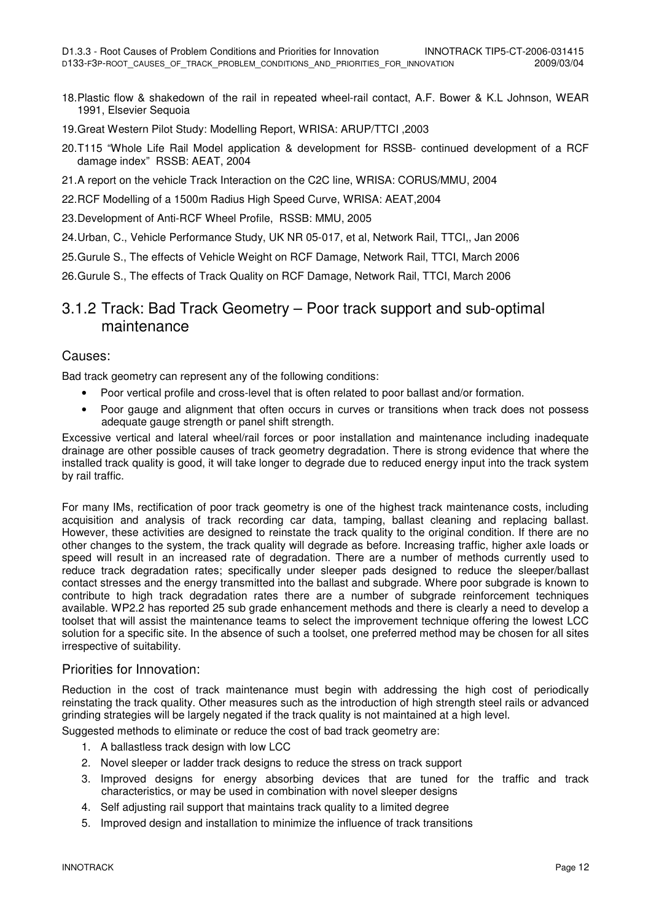18. Plastic flow & shakedown of the rail in repeated wheel-rail contact, A.F. Bower & K.L Johnson, WEAR 1991, Elsevier Sequoia
19. Great Western Pilot Study: Modelling Report, WRISA: ARUP/TTCI ,2003
20. T115 "Whole Life Rail Model application & development for RSSB- continued development of a RCF damage index" RSSB: AEAT, 2004
21. A report on the vehicle Track Interaction on the C2C line, WRISA: CORUS/MMU, 2004
22. RCF Modelling of a 1500m Radius High Speed Curve, WRISA: AEAT,2004
23. Development of Anti-RCF Wheel Profile, RSSB: MMU, 2005
24. Urban, C., Vehicle Performance Study, UK NR 05-017, et al, Network Rail, TTCI,, Jan 2006
25. Gurule S., The effects of Vehicle Weight on RCF Damage, Network Rail, TTCI, March 2006
26. Gurule S., The effects of Track Quality on RCF Damage, Network Rail, TTCI, March 2006

## 3.1.2 Track: Bad Track Geometry – Poor track support and sub-optimal maintenance

### Causes:

Bad track geometry can represent any of the following conditions:

- Poor vertical profile and cross-level that is often related to poor ballast and/or formation.
- Poor gauge and alignment that often occurs in curves or transitions when track does not possess adequate gauge strength or panel shift strength.

Excessive vertical and lateral wheel/rail forces or poor installation and maintenance including inadequate drainage are other possible causes of track geometry degradation. There is strong evidence that where the installed track quality is good, it will take longer to degrade due to reduced energy input into the track system by rail traffic.

For many IMs, rectification of poor track geometry is one of the highest track maintenance costs, including acquisition and analysis of track recording car data, tamping, ballast cleaning and replacing ballast. However, these activities are designed to reinstate the track quality to the original condition. If there are no other changes to the system, the track quality will degrade as before. Increasing traffic, higher axle loads or speed will result in an increased rate of degradation. There are a number of methods currently used to reduce track degradation rates; specifically under sleeper pads designed to reduce the sleeper/ballast contact stresses and the energy transmitted into the ballast and subgrade. Where poor subgrade is known to contribute to high track degradation rates there are a number of subgrade reinforcement techniques available. WP2.2 has reported 25 sub grade enhancement methods and there is clearly a need to develop a toolset that will assist the maintenance teams to select the improvement technique offering the lowest LCC solution for a specific site. In the absence of such a toolset, one preferred method may be chosen for all sites irrespective of suitability.

### Priorities for Innovation:

Reduction in the cost of track maintenance must begin with addressing the high cost of periodically reinstating the track quality. Other measures such as the introduction of high strength steel rails or advanced grinding strategies will be largely negated if the track quality is not maintained at a high level.

Suggested methods to eliminate or reduce the cost of bad track geometry are:

1. A ballastless track design with low LCC
2. Novel sleeper or ladder track designs to reduce the stress on track support
3. Improved designs for energy absorbing devices that are tuned for the traffic and track characteristics, or may be used in combination with novel sleeper designs
4. Self adjusting rail support that maintains track quality to a limited degree
5. Improved design and installation to minimize the influence of track transitions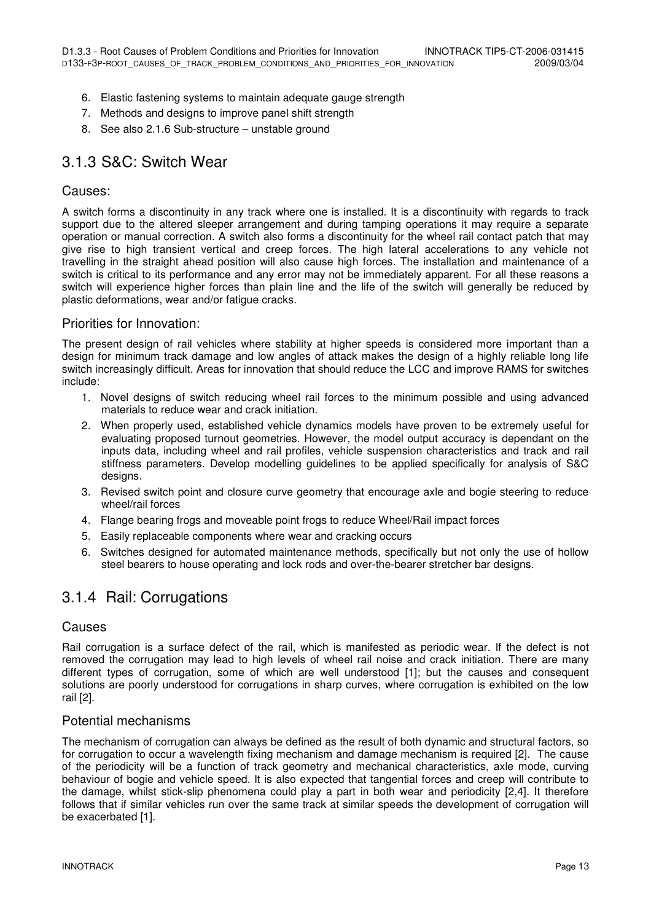6. Elastic fastening systems to maintain adequate gauge strength
7. Methods and designs to improve panel shift strength
8. See also 2.1.6 Sub-structure – unstable ground

## 3.1.3 S&C: Switch Wear

### Causes:

A switch forms a discontinuity in any track where one is installed. It is a discontinuity with regards to track support due to the altered sleeper arrangement and during tamping operations it may require a separate operation or manual correction. A switch also forms a discontinuity for the wheel rail contact patch that may give rise to high transient vertical and creep forces. The high lateral accelerations to any vehicle not travelling in the straight ahead position will also cause high forces. The installation and maintenance of a switch is critical to its performance and any error may not be immediately apparent. For all these reasons a switch will experience higher forces than plain line and the life of the switch will generally be reduced by plastic deformations, wear and/or fatigue cracks.

### Priorities for Innovation:

The present design of rail vehicles where stability at higher speeds is considered more important than a design for minimum track damage and low angles of attack makes the design of a highly reliable long life switch increasingly difficult. Areas for innovation that should reduce the LCC and improve RAMS for switches include:

1. Novel designs of switch reducing wheel rail forces to the minimum possible and using advanced materials to reduce wear and crack initiation.
2. When properly used, established vehicle dynamics models have proven to be extremely useful for evaluating proposed turnout geometries. However, the model output accuracy is dependant on the inputs data, including wheel and rail profiles, vehicle suspension characteristics and track and rail stiffness parameters. Develop modelling guidelines to be applied specifically for analysis of S&C designs.
3. Revised switch point and closure curve geometry that encourage axle and bogie steering to reduce wheel/rail forces
4. Flange bearing frogs and moveable point frogs to reduce Wheel/Rail impact forces
5. Easily replaceable components where wear and cracking occurs
6. Switches designed for automated maintenance methods, specifically but not only the use of hollow steel bearers to house operating and lock rods and over-the-bearer stretcher bar designs.

## 3.1.4 Rail: Corrugations

### Causes

Rail corrugation is a surface defect of the rail, which is manifested as periodic wear. If the defect is not removed the corrugation may lead to high levels of wheel rail noise and crack initiation. There are many different types of corrugation, some of which are well understood [1]; but the causes and consequent solutions are poorly understood for corrugations in sharp curves, where corrugation is exhibited on the low rail [2].

### Potential mechanisms

The mechanism of corrugation can always be defined as the result of both dynamic and structural factors, so for corrugation to occur a wavelength fixing mechanism and damage mechanism is required [2]. The cause of the periodicity will be a function of track geometry and mechanical characteristics, axle mode, curving behaviour of bogie and vehicle speed. It is also expected that tangential forces and creep will contribute to the damage, whilst stick-slip phenomena could play a part in both wear and periodicity [2,4]. It therefore follows that if similar vehicles run over the same track at similar speeds the development of corrugation will be exacerbated [1].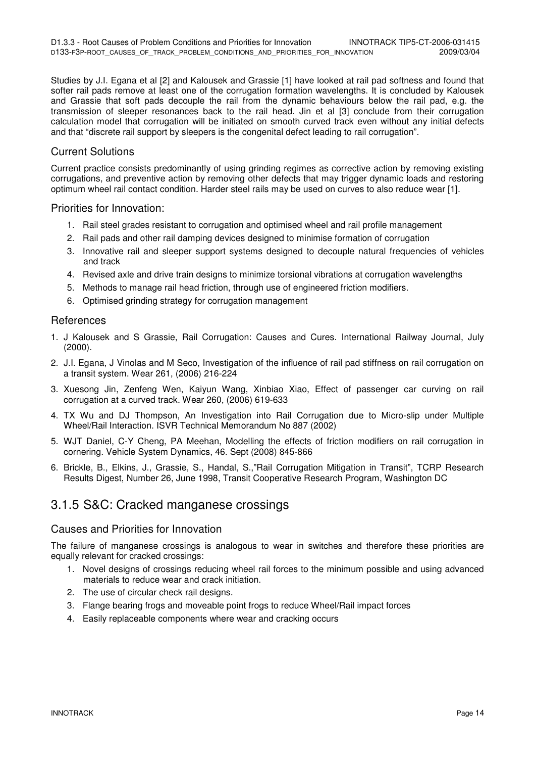Studies by J.I. Egana et al [2] and Kalousek and Grassie [1] have looked at rail pad softness and found that softer rail pads remove at least one of the corrugation formation wavelengths. It is concluded by Kalousek and Grassie that soft pads decouple the rail from the dynamic behaviours below the rail pad, e.g. the transmission of sleeper resonances back to the rail head. Jin et al [3] conclude from their corrugation calculation model that corrugation will be initiated on smooth curved track even without any initial defects and that "discrete rail support by sleepers is the congenital defect leading to rail corrugation".

### Current Solutions

Current practice consists predominantly of using grinding regimes as corrective action by removing existing corrugations, and preventive action by removing other defects that may trigger dynamic loads and restoring optimum wheel rail contact condition. Harder steel rails may be used on curves to also reduce wear [1].

### Priorities for Innovation:

1. Rail steel grades resistant to corrugation and optimised wheel and rail profile management
2. Rail pads and other rail damping devices designed to minimise formation of corrugation
3. Innovative rail and sleeper support systems designed to decouple natural frequencies of vehicles and track
4. Revised axle and drive train designs to minimize torsional vibrations at corrugation wavelengths
5. Methods to manage rail head friction, through use of engineered friction modifiers.
6. Optimised grinding strategy for corrugation management

### References

1. J Kalousek and S Grassie, Rail Corrugation: Causes and Cures. International Railway Journal, July (2000).
2. J.I. Egana, J Vinolas and M Seco, Investigation of the influence of rail pad stiffness on rail corrugation on a transit system. Wear 261, (2006) 216-224
3. Xuesong Jin, Zenfeng Wen, Kaiyun Wang, Xinbiao Xiao, Effect of passenger car curving on rail corrugation at a curved track. Wear 260, (2006) 619-633
4. TX Wu and DJ Thompson, An Investigation into Rail Corrugation due to Micro-slip under Multiple Wheel/Rail Interaction. ISVR Technical Memorandum No 887 (2002)
5. WJT Daniel, C-Y Cheng, PA Meehan, Modelling the effects of friction modifiers on rail corrugation in cornering. Vehicle System Dynamics, 46. Sept (2008) 845-866
6. Brickle, B., Elkins, J., Grassie, S., Handal, S.,"Rail Corrugation Mitigation in Transit", TCRP Research Results Digest, Number 26, June 1998, Transit Cooperative Research Program, Washington DC

## 3.1.5 S&C: Cracked manganese crossings

### Causes and Priorities for Innovation

The failure of manganese crossings is analogous to wear in switches and therefore these priorities are equally relevant for cracked crossings:

1. Novel designs of crossings reducing wheel rail forces to the minimum possible and using advanced materials to reduce wear and crack initiation.
2. The use of circular check rail designs.
3. Flange bearing frogs and moveable point frogs to reduce Wheel/Rail impact forces
4. Easily replaceable components where wear and cracking occurs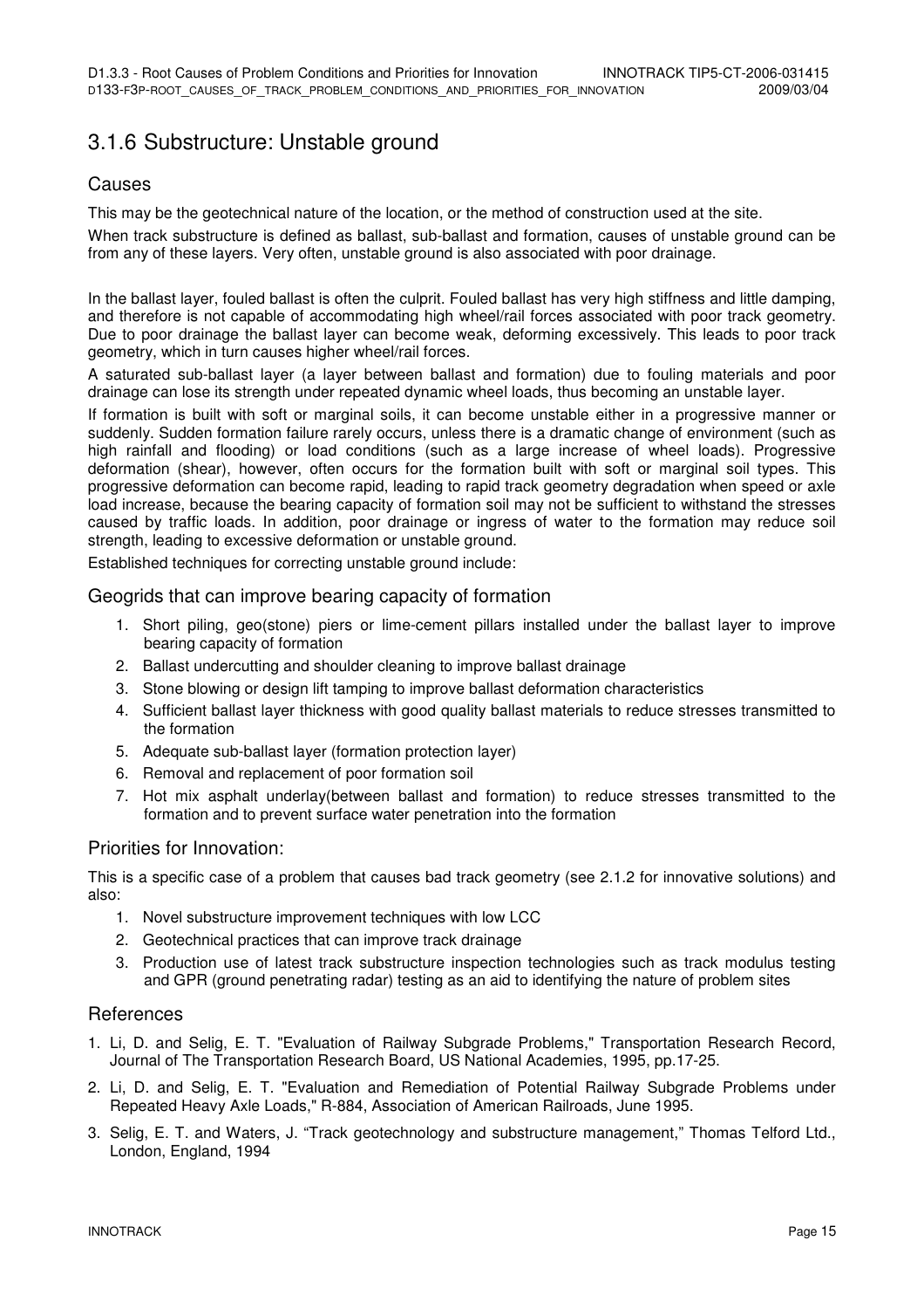## 3.1.6 Substructure: Unstable ground

### Causes

This may be the geotechnical nature of the location, or the method of construction used at the site.

When track substructure is defined as ballast, sub-ballast and formation, causes of unstable ground can be from any of these layers. Very often, unstable ground is also associated with poor drainage.

In the ballast layer, fouled ballast is often the culprit. Fouled ballast has very high stiffness and little damping, and therefore is not capable of accommodating high wheel/rail forces associated with poor track geometry. Due to poor drainage the ballast layer can become weak, deforming excessively. This leads to poor track geometry, which in turn causes higher wheel/rail forces.

A saturated sub-ballast layer (a layer between ballast and formation) due to fouling materials and poor drainage can lose its strength under repeated dynamic wheel loads, thus becoming an unstable layer.

If formation is built with soft or marginal soils, it can become unstable either in a progressive manner or suddenly. Sudden formation failure rarely occurs, unless there is a dramatic change of environment (such as high rainfall and flooding) or load conditions (such as a large increase of wheel loads). Progressive deformation (shear), however, often occurs for the formation built with soft or marginal soil types. This progressive deformation can become rapid, leading to rapid track geometry degradation when speed or axle load increase, because the bearing capacity of formation soil may not be sufficient to withstand the stresses caused by traffic loads. In addition, poor drainage or ingress of water to the formation may reduce soil strength, leading to excessive deformation or unstable ground.

Established techniques for correcting unstable ground include:

### Geogrids that can improve bearing capacity of formation

1. Short piling, geo(stone) piers or lime-cement pillars installed under the ballast layer to improve bearing capacity of formation
2. Ballast undercutting and shoulder cleaning to improve ballast drainage
3. Stone blowing or design lift tamping to improve ballast deformation characteristics
4. Sufficient ballast layer thickness with good quality ballast materials to reduce stresses transmitted to the formation
5. Adequate sub-ballast layer (formation protection layer)
6. Removal and replacement of poor formation soil
7. Hot mix asphalt underlay(between ballast and formation) to reduce stresses transmitted to the formation and to prevent surface water penetration into the formation

### Priorities for Innovation:

This is a specific case of a problem that causes bad track geometry (see 2.1.2 for innovative solutions) and also:

1. Novel substructure improvement techniques with low LCC
2. Geotechnical practices that can improve track drainage
3. Production use of latest track substructure inspection technologies such as track modulus testing and GPR (ground penetrating radar) testing as an aid to identifying the nature of problem sites

### References

1. Li, D. and Selig, E. T. "Evaluation of Railway Subgrade Problems," Transportation Research Record, Journal of The Transportation Research Board, US National Academies, 1995, pp.17-25.
2. Li, D. and Selig, E. T. "Evaluation and Remediation of Potential Railway Subgrade Problems under Repeated Heavy Axle Loads," R-884, Association of American Railroads, June 1995.
3. Selig, E. T. and Waters, J. "Track geotechnology and substructure management," Thomas Telford Ltd., London, England, 1994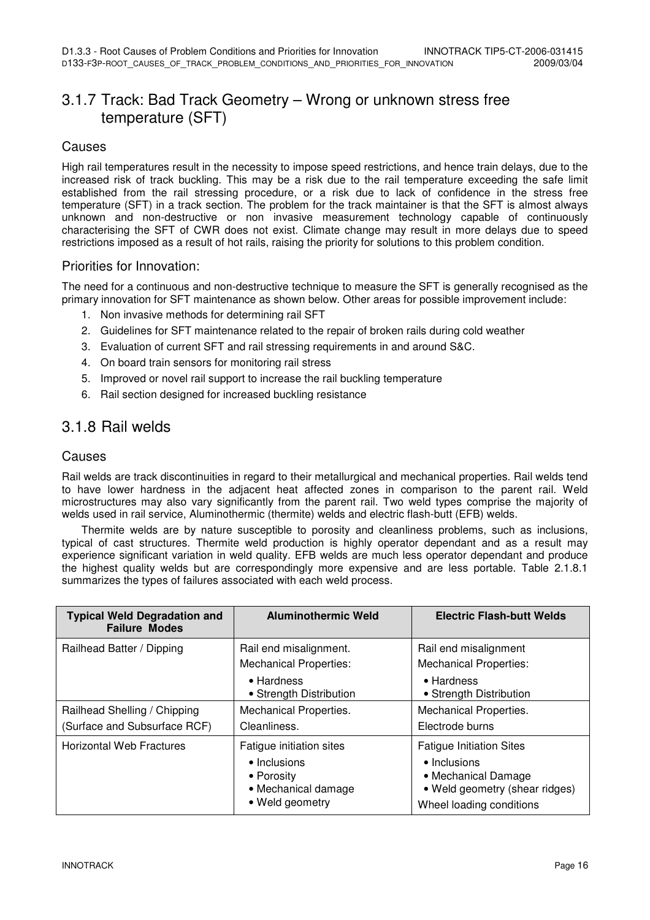## 3.1.7 Track: Bad Track Geometry – Wrong or unknown stress free temperature (SFT)

### Causes

High rail temperatures result in the necessity to impose speed restrictions, and hence train delays, due to the increased risk of track buckling. This may be a risk due to the rail temperature exceeding the safe limit established from the rail stressing procedure, or a risk due to lack of confidence in the stress free temperature (SFT) in a track section. The problem for the track maintainer is that the SFT is almost always unknown and non-destructive or non invasive measurement technology capable of continuously characterising the SFT of CWR does not exist. Climate change may result in more delays due to speed restrictions imposed as a result of hot rails, raising the priority for solutions to this problem condition.

### Priorities for Innovation:

The need for a continuous and non-destructive technique to measure the SFT is generally recognised as the primary innovation for SFT maintenance as shown below. Other areas for possible improvement include:

1. Non invasive methods for determining rail SFT
2. Guidelines for SFT maintenance related to the repair of broken rails during cold weather
3. Evaluation of current SFT and rail stressing requirements in and around S&C.
4. On board train sensors for monitoring rail stress
5. Improved or novel rail support to increase the rail buckling temperature
6. Rail section designed for increased buckling resistance

## 3.1.8 Rail welds

### Causes

Rail welds are track discontinuities in regard to their metallurgical and mechanical properties. Rail welds tend to have lower hardness in the adjacent heat affected zones in comparison to the parent rail. Weld microstructures may also vary significantly from the parent rail. Two weld types comprise the majority of welds used in rail service, Aluminothermic (thermite) welds and electric flash-butt (EFB) welds.

Thermite welds are by nature susceptible to porosity and cleanliness problems, such as inclusions, typical of cast structures. Thermite weld production is highly operator dependant and as a result may experience significant variation in weld quality. EFB welds are much less operator dependant and produce the highest quality welds but are correspondingly more expensive and are less portable. Table 2.1.8.1 summarizes the types of failures associated with each weld process.

| Typical Weld Degradation and Failure Modes | Aluminothermic Weld | Electric Flash-butt Welds |
|---|---|---|
| Railhead Batter / Dipping | Rail end misalignment.<br>Mechanical Properties:<br>• Hardness<br>• Strength Distribution | Rail end misalignment<br>Mechanical Properties:<br>• Hardness<br>• Strength Distribution |
| Railhead Shelling / Chipping<br>(Surface and Subsurface RCF) | Mechanical Properties.<br>Cleanliness. | Mechanical Properties.<br>Electrode burns |
| Horizontal Web Fractures | Fatigue initiation sites<br>• Inclusions<br>• Porosity<br>• Mechanical damage<br>• Weld geometry | Fatigue Initiation Sites<br>• Inclusions<br>• Mechanical Damage<br>• Weld geometry (shear ridges)<br>Wheel loading conditions |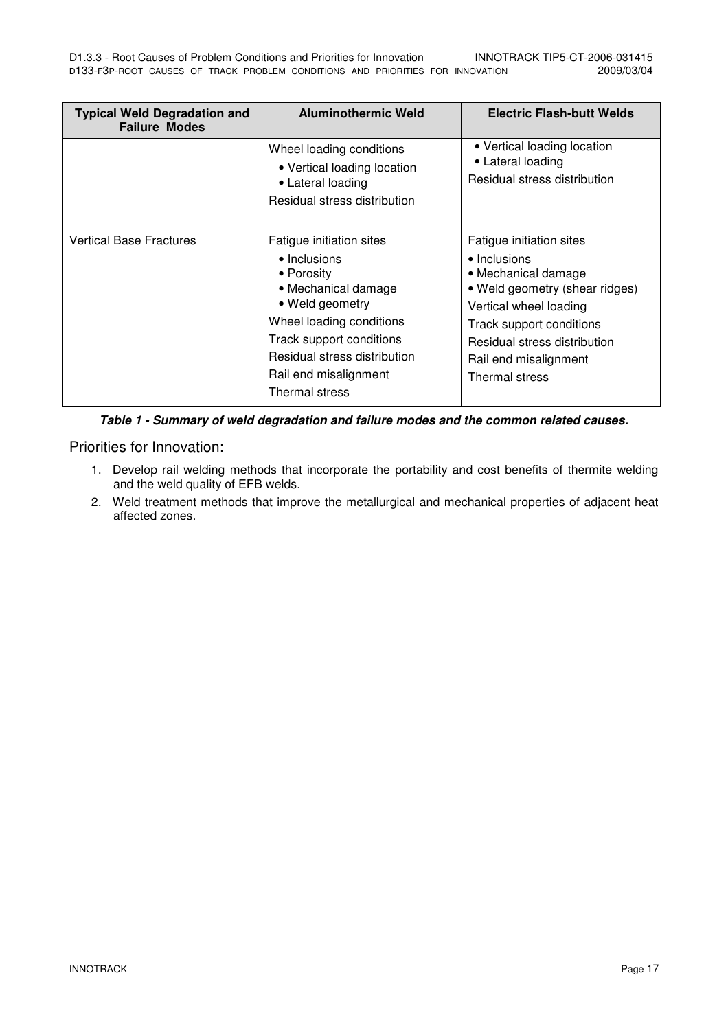| Typical Weld Degradation and Failure Modes | Aluminothermic Weld | Electric Flash-butt Welds |
|---|---|---|
| | Wheel loading conditions<br>• Vertical loading location<br>• Lateral loading<br>Residual stress distribution | • Vertical loading location<br>• Lateral loading<br>Residual stress distribution |
| Vertical Base Fractures | Fatigue initiation sites<br>• Inclusions<br>• Porosity<br>• Mechanical damage<br>• Weld geometry<br>Wheel loading conditions<br>Track support conditions<br>Residual stress distribution<br>Rail end misalignment<br>Thermal stress | Fatigue initiation sites<br>• Inclusions<br>• Mechanical damage<br>• Weld geometry (shear ridges)<br>Vertical wheel loading<br>Track support conditions<br>Residual stress distribution<br>Rail end misalignment<br>Thermal stress |

***Table 1 - Summary of weld degradation and failure modes and the common related causes.***

Priorities for Innovation:

1. Develop rail welding methods that incorporate the portability and cost benefits of thermite welding and the weld quality of EFB welds.
2. Weld treatment methods that improve the metallurgical and mechanical properties of adjacent heat affected zones.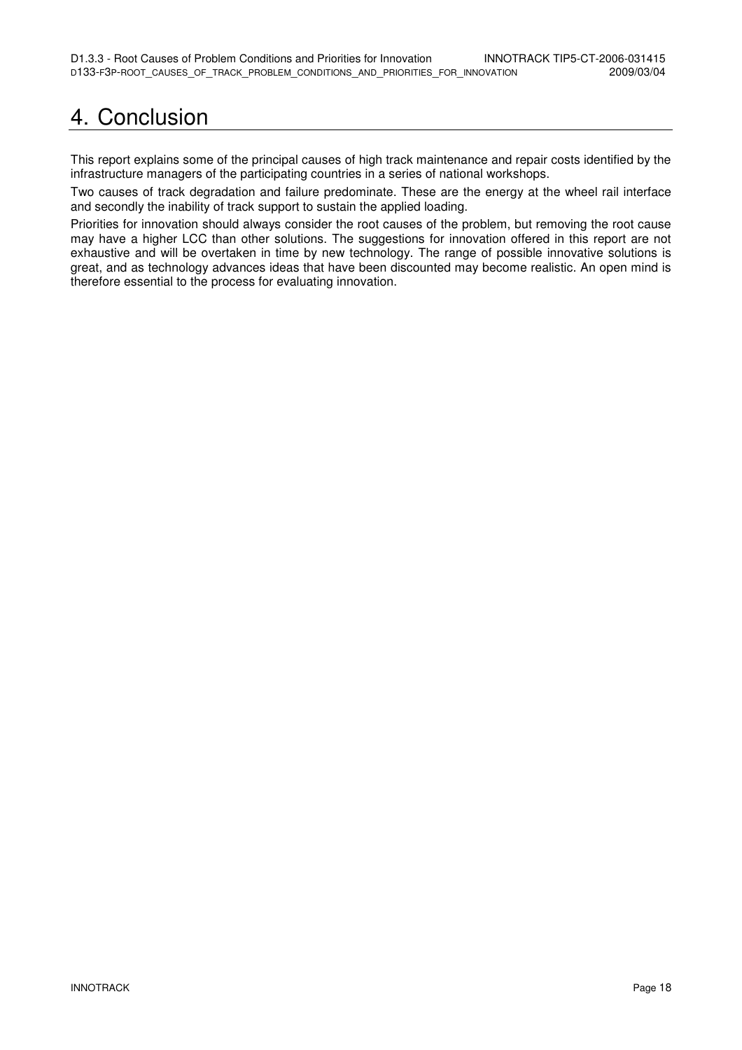# 4. Conclusion

This report explains some of the principal causes of high track maintenance and repair costs identified by the infrastructure managers of the participating countries in a series of national workshops.

Two causes of track degradation and failure predominate. These are the energy at the wheel rail interface and secondly the inability of track support to sustain the applied loading.

Priorities for innovation should always consider the root causes of the problem, but removing the root cause may have a higher LCC than other solutions. The suggestions for innovation offered in this report are not exhaustive and will be overtaken in time by new technology. The range of possible innovative solutions is great, and as technology advances ideas that have been discounted may become realistic. An open mind is therefore essential to the process for evaluating innovation.